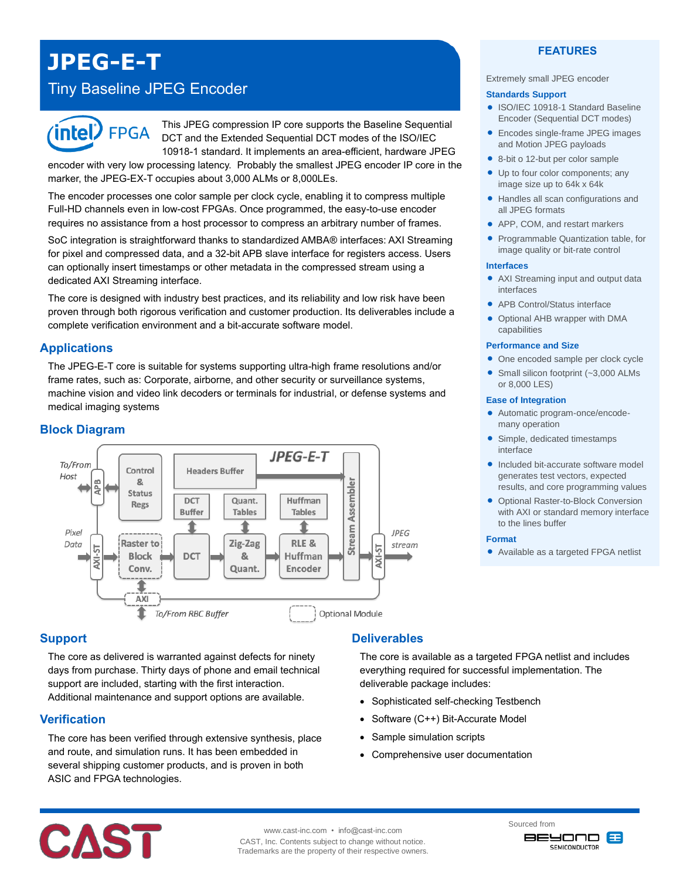# JPEG-E-T

## Tiny Baseline JPEG Encoder

intel FPGA

This JPEG compression IP core supports the Baseline Sequential DCT and the Extended Sequential DCT modes of the ISO/IEC 10918-1 standard. It implements an area-efficient, hardware JPEG encoder with very low processing latency. Probably the smallest JPEG encoder IP core in the marker, the JPEG-EX-T occupies about 3,000 ALMs or 8,000LEs.

The encoder processes one color sample per clock cycle, enabling it to compress multiple Full-HD channels even in low-cost FPGAs. Once programmed, the easy-to-use encoder requires no assistance from a host processor to compress an arbitrary number of frames.

SoC integration is straightforward thanks to standardized AMBA® interfaces: AXI Streaming for pixel and compressed data, and a 32-bit APB slave interface for registers access. Users can optionally insert timestamps or other metadata in the compressed stream using a dedicated AXI Streaming interface.

The core is designed with industry best practices, and its reliability and low risk have been proven through both rigorous verification and customer production. Its deliverables include a complete verification environment and a bit-accurate software model.

## Applications

The JPEG-E-T core is suitable for systems supporting ultra-high frame resolutions and/or frame rates, such as: Corporate, airborne, and other security or surveillance systems, machine vision and video link decoders or terminals for industrial, or defense systems and medical imaging systems

## Block Diagram

JPEG-E-T

To/From Host — APB — Control & Status Regs — Headers Buffer — DCT Buffer — Quant. Tables — Huffman Tables — Stream Assembler

Pixel Data — AXI-ST — Raster to Block Conv. — DCT — Zig-Zag & Quant. — RLE & Huffman Encoder — Stream Assembler — AXI-ST — JPEG stream

AXI — To/From RBC Buffer

Optional Module

## Support

The core as delivered is warranted against defects for ninety days from purchase. Thirty days of phone and email technical support are included, starting with the first interaction. Additional maintenance and support options are available.

## Verification

The core has been verified through extensive synthesis, place and route, and simulation runs. It has been embedded in several shipping customer products, and is proven in both ASIC and FPGA technologies.

## Deliverables

The core is available as a targeted FPGA netlist and includes everything required for successful implementation. The deliverable package includes:

- Sophisticated self-checking Testbench
- Software (C++) Bit-Accurate Model
- Sample simulation scripts
- Comprehensive user documentation

## FEATURES

Extremely small JPEG encoder

### Standards Support

- ISO/IEC 10918-1 Standard Baseline Encoder (Sequential DCT modes)
- Encodes single-frame JPEG images and Motion JPEG payloads
- 8-bit o 12-but per color sample
- Up to four color components; any image size up to 64k x 64k
- Handles all scan configurations and all JPEG formats
- APP, COM, and restart markers
- Programmable Quantization table, for image quality or bit-rate control

### Interfaces

- AXI Streaming input and output data interfaces
- APB Control/Status interface
- Optional AHB wrapper with DMA capabilities

### Performance and Size

- One encoded sample per clock cycle
- Small silicon footprint (~3,000 ALMs or 8,000 LES)

### Ease of Integration

- Automatic program-once/encode-many operation
- Simple, dedicated timestamps interface
- Included bit-accurate software model generates test vectors, expected results, and core programming values
- Optional Raster-to-Block Conversion with AXI or standard memory interface to the lines buffer

### Format

- Available as a targeted FPGA netlist

CAST

www.cast-inc.com • info@cast-inc.com
CAST, Inc. Contents subject to change without notice.
Trademarks are the property of their respective owners.

Sourced from BEYOND SEMICONDUCTOR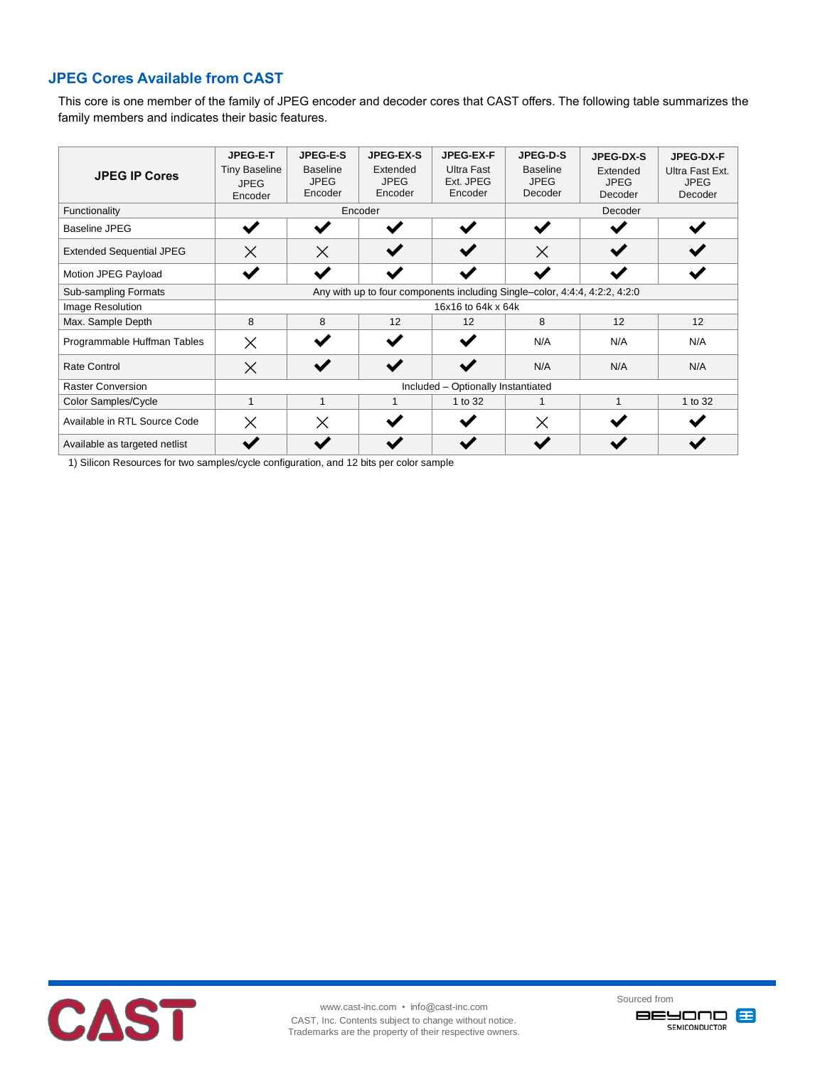## JPEG Cores Available from CAST

This core is one member of the family of JPEG encoder and decoder cores that CAST offers. The following table summarizes the family members and indicates their basic features.

| JPEG IP Cores | JPEG-E-T Tiny Baseline JPEG Encoder | JPEG-E-S Baseline JPEG Encoder | JPEG-EX-S Extended JPEG Encoder | JPEG-EX-F Ultra Fast Ext. JPEG Encoder | JPEG-D-S Baseline JPEG Decoder | JPEG-DX-S Extended JPEG Decoder | JPEG-DX-F Ultra Fast Ext. JPEG Decoder |
|---|---|---|---|---|---|---|---|
| Functionality | Encoder | | | | Decoder | | |
| Baseline JPEG | ✔ | ✔ | ✔ | ✔ | ✔ | ✔ | ✔ |
| Extended Sequential JPEG | ✕ | ✕ | ✔ | ✔ | ✕ | ✔ | ✔ |
| Motion JPEG Payload | ✔ | ✔ | ✔ | ✔ | ✔ | ✔ | ✔ |
| Sub-sampling Formats | Any with up to four components including Single–color, 4:4:4, 4:2:2, 4:2:0 | | | | | | |
| Image Resolution | 16x16 to 64k x 64k | | | | | | |
| Max. Sample Depth | 8 | 8 | 12 | 12 | 8 | 12 | 12 |
| Programmable Huffman Tables | ✕ | ✔ | ✔ | ✔ | N/A | N/A | N/A |
| Rate Control | ✕ | ✔ | ✔ | ✔ | N/A | N/A | N/A |
| Raster Conversion | Included – Optionally Instantiated | | | | | | |
| Color Samples/Cycle | 1 | 1 | 1 | 1 to 32 | 1 | 1 | 1 to 32 |
| Available in RTL Source Code | ✕ | ✕ | ✔ | ✔ | ✕ | ✔ | ✔ |
| Available as targeted netlist | ✔ | ✔ | ✔ | ✔ | ✔ | ✔ | ✔ |

1) Silicon Resources for two samples/cycle configuration, and 12 bits per color sample

www.cast-inc.com • info@cast-inc.com
CAST, Inc. Contents subject to change without notice.
Trademarks are the property of their respective owners.

Sourced from BEYOND SEMICONDUCTOR